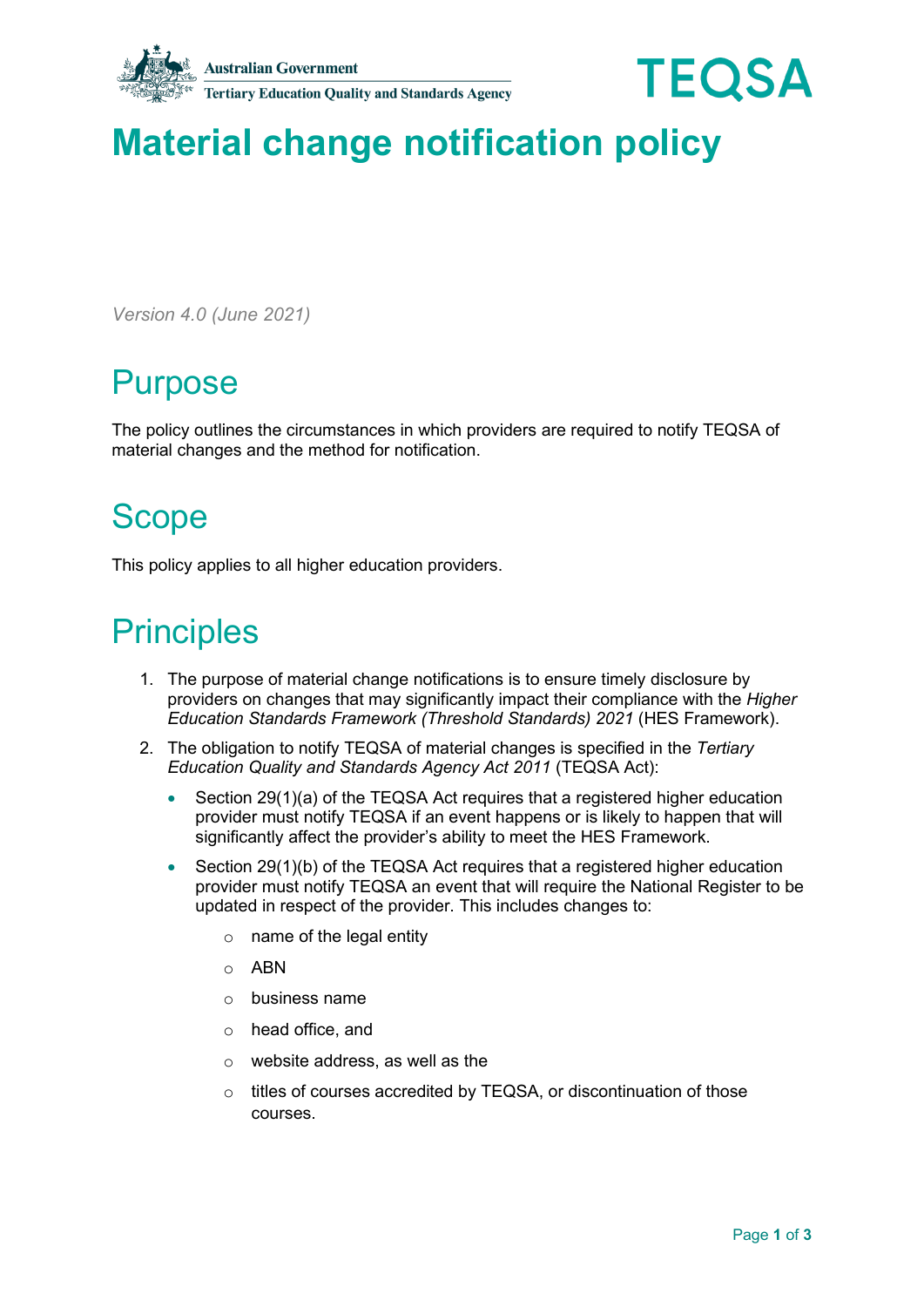Australian Government
Tertiary Education Quality and Standards Agency

TEQSA

# Material change notification policy

*Version 4.0 (June 2021)*

## Purpose

The policy outlines the circumstances in which providers are required to notify TEQSA of material changes and the method for notification.

## Scope

This policy applies to all higher education providers.

## Principles

1. The purpose of material change notifications is to ensure timely disclosure by providers on changes that may significantly impact their compliance with the *Higher Education Standards Framework (Threshold Standards) 2021* (HES Framework).
2. The obligation to notify TEQSA of material changes is specified in the *Tertiary Education Quality and Standards Agency Act 2011* (TEQSA Act):
   - Section 29(1)(a) of the TEQSA Act requires that a registered higher education provider must notify TEQSA if an event happens or is likely to happen that will significantly affect the provider's ability to meet the HES Framework.
   - Section 29(1)(b) of the TEQSA Act requires that a registered higher education provider must notify TEQSA an event that will require the National Register to be updated in respect of the provider. This includes changes to:
     - name of the legal entity
     - ABN
     - business name
     - head office, and
     - website address, as well as the
     - titles of courses accredited by TEQSA, or discontinuation of those courses.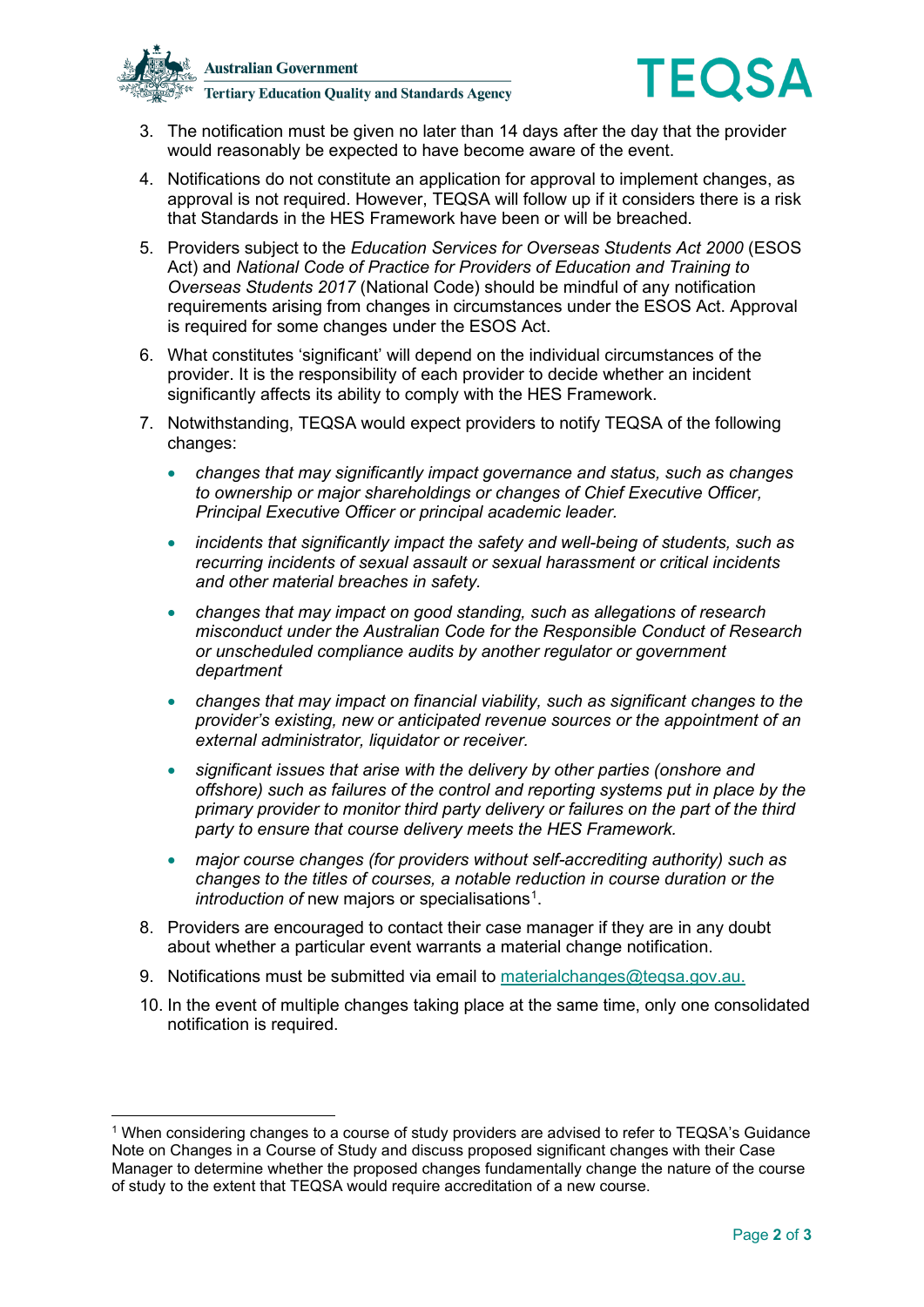3. The notification must be given no later than 14 days after the day that the provider would reasonably be expected to have become aware of the event.
4. Notifications do not constitute an application for approval to implement changes, as approval is not required. However, TEQSA will follow up if it considers there is a risk that Standards in the HES Framework have been or will be breached.
5. Providers subject to the *Education Services for Overseas Students Act 2000* (ESOS Act) and *National Code of Practice for Providers of Education and Training to Overseas Students 2017* (National Code) should be mindful of any notification requirements arising from changes in circumstances under the ESOS Act. Approval is required for some changes under the ESOS Act.
6. What constitutes 'significant' will depend on the individual circumstances of the provider. It is the responsibility of each provider to decide whether an incident significantly affects its ability to comply with the HES Framework.
7. Notwithstanding, TEQSA would expect providers to notify TEQSA of the following changes:
   - *changes that may significantly impact governance and status, such as changes to ownership or major shareholdings or changes of Chief Executive Officer, Principal Executive Officer or principal academic leader.*
   - *incidents that significantly impact the safety and well-being of students, such as recurring incidents of sexual assault or sexual harassment or critical incidents and other material breaches in safety.*
   - *changes that may impact on good standing, such as allegations of research misconduct under the Australian Code for the Responsible Conduct of Research or unscheduled compliance audits by another regulator or government department*
   - *changes that may impact on financial viability, such as significant changes to the provider's existing, new or anticipated revenue sources or the appointment of an external administrator, liquidator or receiver.*
   - *significant issues that arise with the delivery by other parties (onshore and offshore) such as failures of the control and reporting systems put in place by the primary provider to monitor third party delivery or failures on the part of the third party to ensure that course delivery meets the HES Framework.*
   - *major course changes (for providers without self-accrediting authority) such as changes to the titles of courses, a notable reduction in course duration or the introduction of* new majors or specialisations[1].
8. Providers are encouraged to contact their case manager if they are in any doubt about whether a particular event warrants a material change notification.
9. Notifications must be submitted via email to materialchanges@teqsa.gov.au.
10. In the event of multiple changes taking place at the same time, only one consolidated notification is required.

---

[1] When considering changes to a course of study providers are advised to refer to TEQSA's Guidance Note on Changes in a Course of Study and discuss proposed significant changes with their Case Manager to determine whether the proposed changes fundamentally change the nature of the course of study to the extent that TEQSA would require accreditation of a new course.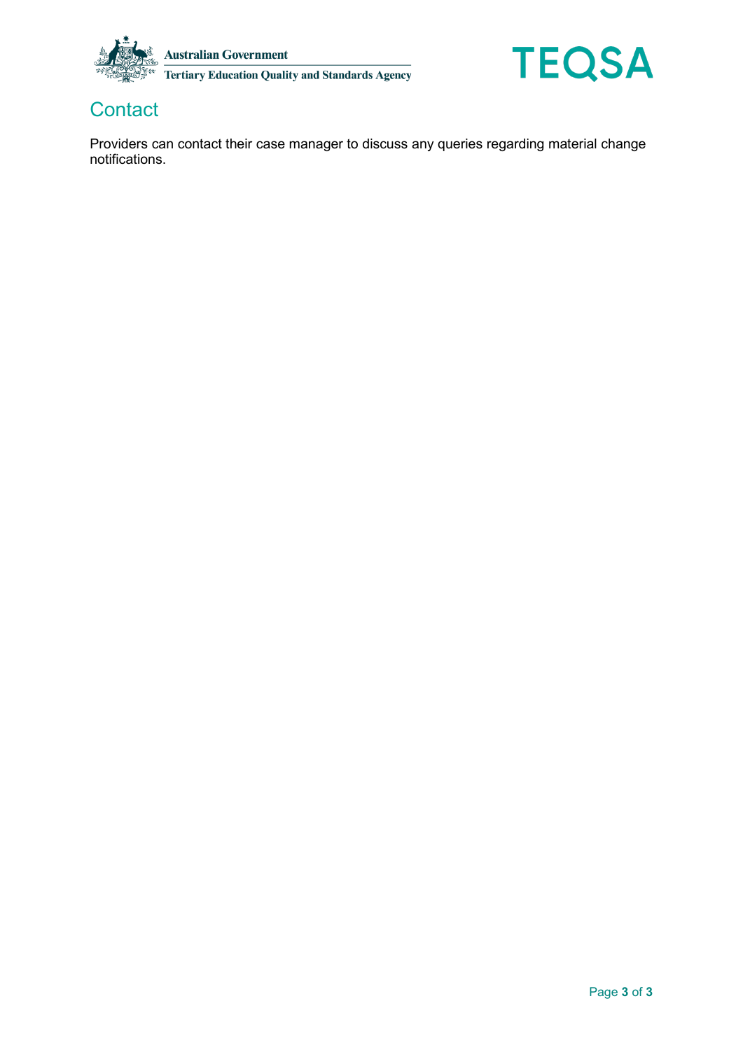## Contact

Providers can contact their case manager to discuss any queries regarding material change notifications.